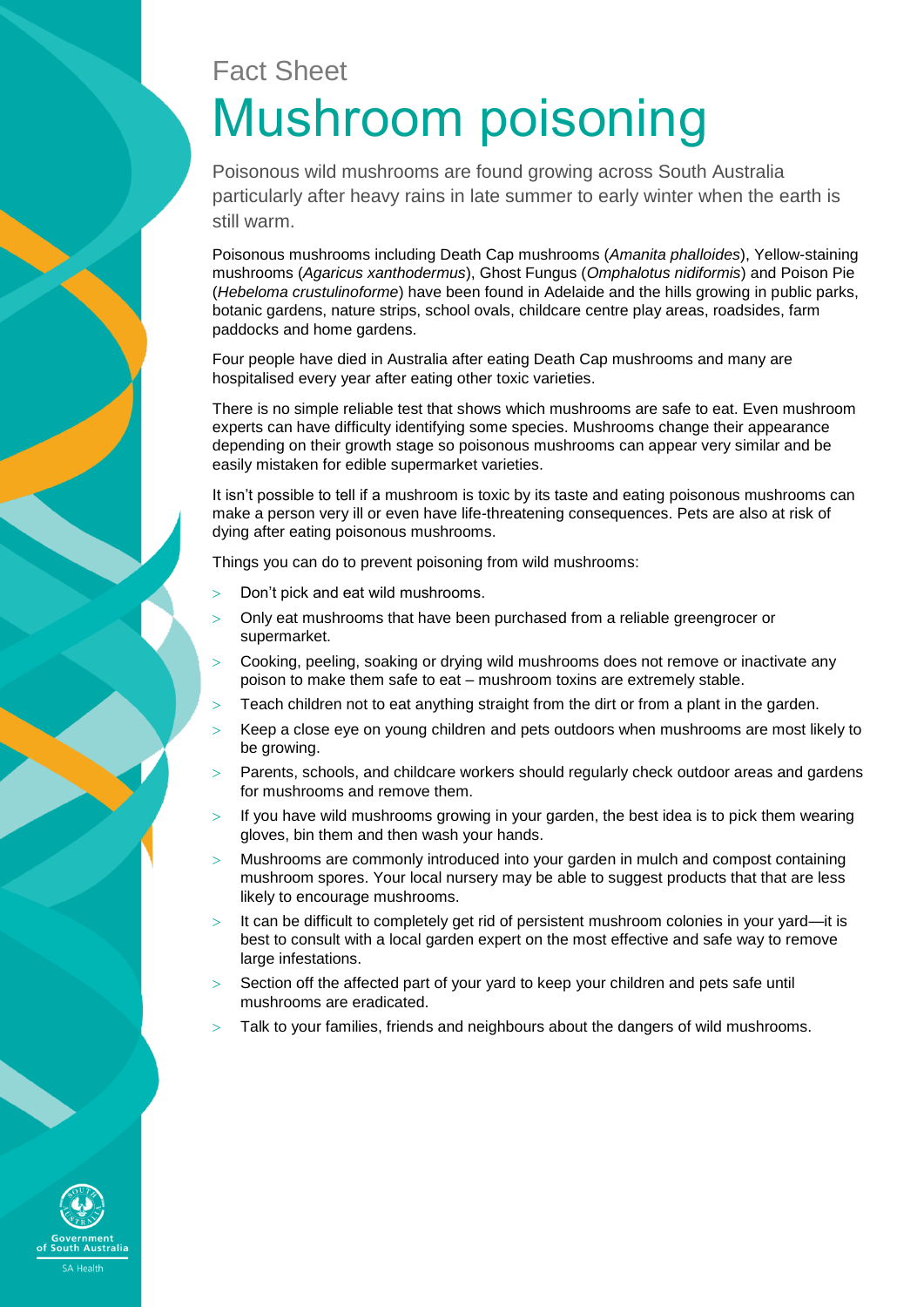Fact Sheet

# Mushroom poisoning

Poisonous wild mushrooms are found growing across South Australia particularly after heavy rains in late summer to early winter when the earth is still warm.

Poisonous mushrooms including Death Cap mushrooms (*Amanita phalloides*), Yellow-staining mushrooms (*Agaricus xanthodermus*), Ghost Fungus (*Omphalotus nidiformis*) and Poison Pie (*Hebeloma crustulinoforme*) have been found in Adelaide and the hills growing in public parks, botanic gardens, nature strips, school ovals, childcare centre play areas, roadsides, farm paddocks and home gardens.

Four people have died in Australia after eating Death Cap mushrooms and many are hospitalised every year after eating other toxic varieties.

There is no simple reliable test that shows which mushrooms are safe to eat. Even mushroom experts can have difficulty identifying some species. Mushrooms change their appearance depending on their growth stage so poisonous mushrooms can appear very similar and be easily mistaken for edible supermarket varieties.

It isn't possible to tell if a mushroom is toxic by its taste and eating poisonous mushrooms can make a person very ill or even have life-threatening consequences. Pets are also at risk of dying after eating poisonous mushrooms.

Things you can do to prevent poisoning from wild mushrooms:

- Don't pick and eat wild mushrooms.
- Only eat mushrooms that have been purchased from a reliable greengrocer or supermarket.
- Cooking, peeling, soaking or drying wild mushrooms does not remove or inactivate any poison to make them safe to eat – mushroom toxins are extremely stable.
- Teach children not to eat anything straight from the dirt or from a plant in the garden.
- Keep a close eye on young children and pets outdoors when mushrooms are most likely to be growing.
- Parents, schools, and childcare workers should regularly check outdoor areas and gardens for mushrooms and remove them.
- If you have wild mushrooms growing in your garden, the best idea is to pick them wearing gloves, bin them and then wash your hands.
- Mushrooms are commonly introduced into your garden in mulch and compost containing mushroom spores. Your local nursery may be able to suggest products that that are less likely to encourage mushrooms.
- It can be difficult to completely get rid of persistent mushroom colonies in your yard—it is best to consult with a local garden expert on the most effective and safe way to remove large infestations.
- Section off the affected part of your yard to keep your children and pets safe until mushrooms are eradicated.
- Talk to your families, friends and neighbours about the dangers of wild mushrooms.

Government of South Australia
SA Health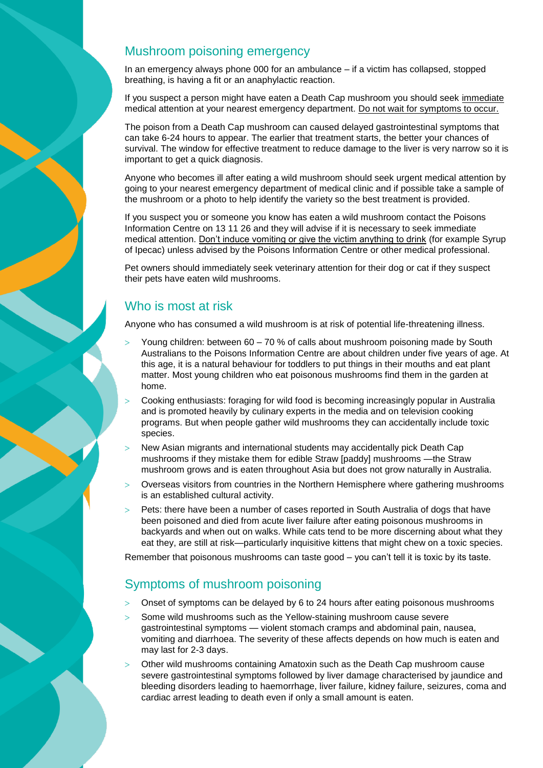## Mushroom poisoning emergency

In an emergency always phone 000 for an ambulance – if a victim has collapsed, stopped breathing, is having a fit or an anaphylactic reaction.

If you suspect a person might have eaten a Death Cap mushroom you should seek immediate medical attention at your nearest emergency department. Do not wait for symptoms to occur.

The poison from a Death Cap mushroom can caused delayed gastrointestinal symptoms that can take 6-24 hours to appear. The earlier that treatment starts, the better your chances of survival. The window for effective treatment to reduce damage to the liver is very narrow so it is important to get a quick diagnosis.

Anyone who becomes ill after eating a wild mushroom should seek urgent medical attention by going to your nearest emergency department of medical clinic and if possible take a sample of the mushroom or a photo to help identify the variety so the best treatment is provided.

If you suspect you or someone you know has eaten a wild mushroom contact the Poisons Information Centre on 13 11 26 and they will advise if it is necessary to seek immediate medical attention. Don't induce vomiting or give the victim anything to drink (for example Syrup of Ipecac) unless advised by the Poisons Information Centre or other medical professional.

Pet owners should immediately seek veterinary attention for their dog or cat if they suspect their pets have eaten wild mushrooms.

## Who is most at risk

Anyone who has consumed a wild mushroom is at risk of potential life-threatening illness.

- Young children: between 60 – 70 % of calls about mushroom poisoning made by South Australians to the Poisons Information Centre are about children under five years of age. At this age, it is a natural behaviour for toddlers to put things in their mouths and eat plant matter. Most young children who eat poisonous mushrooms find them in the garden at home.
- Cooking enthusiasts: foraging for wild food is becoming increasingly popular in Australia and is promoted heavily by culinary experts in the media and on television cooking programs. But when people gather wild mushrooms they can accidentally include toxic species.
- New Asian migrants and international students may accidentally pick Death Cap mushrooms if they mistake them for edible Straw [paddy] mushrooms —the Straw mushroom grows and is eaten throughout Asia but does not grow naturally in Australia.
- Overseas visitors from countries in the Northern Hemisphere where gathering mushrooms is an established cultural activity.
- Pets: there have been a number of cases reported in South Australia of dogs that have been poisoned and died from acute liver failure after eating poisonous mushrooms in backyards and when out on walks. While cats tend to be more discerning about what they eat they, are still at risk—particularly inquisitive kittens that might chew on a toxic species.

Remember that poisonous mushrooms can taste good – you can't tell it is toxic by its taste.

## Symptoms of mushroom poisoning

- Onset of symptoms can be delayed by 6 to 24 hours after eating poisonous mushrooms
- Some wild mushrooms such as the Yellow-staining mushroom cause severe gastrointestinal symptoms — violent stomach cramps and abdominal pain, nausea, vomiting and diarrhoea. The severity of these affects depends on how much is eaten and may last for 2-3 days.
- Other wild mushrooms containing Amatoxin such as the Death Cap mushroom cause severe gastrointestinal symptoms followed by liver damage characterised by jaundice and bleeding disorders leading to haemorrhage, liver failure, kidney failure, seizures, coma and cardiac arrest leading to death even if only a small amount is eaten.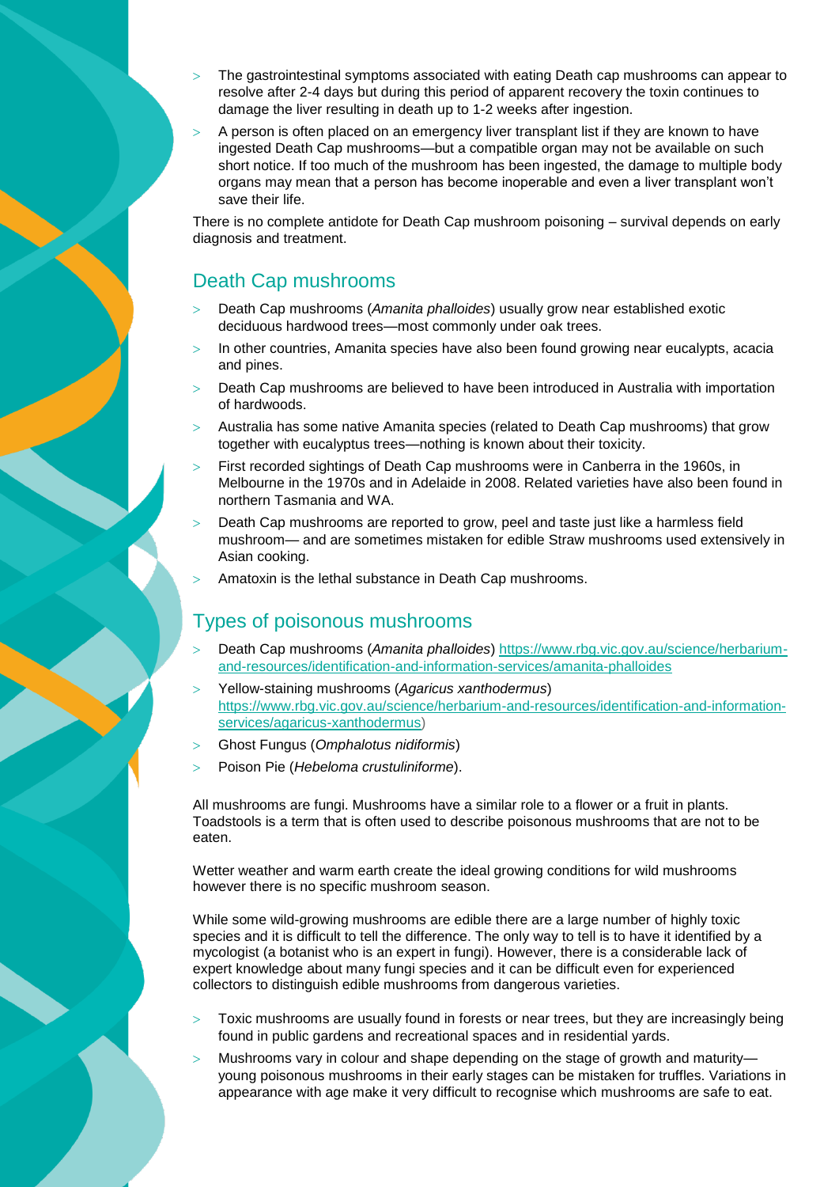- The gastrointestinal symptoms associated with eating Death cap mushrooms can appear to resolve after 2-4 days but during this period of apparent recovery the toxin continues to damage the liver resulting in death up to 1-2 weeks after ingestion.
- A person is often placed on an emergency liver transplant list if they are known to have ingested Death Cap mushrooms—but a compatible organ may not be available on such short notice. If too much of the mushroom has been ingested, the damage to multiple body organs may mean that a person has become inoperable and even a liver transplant won't save their life.

There is no complete antidote for Death Cap mushroom poisoning – survival depends on early diagnosis and treatment.

## Death Cap mushrooms

- Death Cap mushrooms (*Amanita phalloides*) usually grow near established exotic deciduous hardwood trees—most commonly under oak trees.
- In other countries, Amanita species have also been found growing near eucalypts, acacia and pines.
- Death Cap mushrooms are believed to have been introduced in Australia with importation of hardwoods.
- Australia has some native Amanita species (related to Death Cap mushrooms) that grow together with eucalyptus trees—nothing is known about their toxicity.
- First recorded sightings of Death Cap mushrooms were in Canberra in the 1960s, in Melbourne in the 1970s and in Adelaide in 2008. Related varieties have also been found in northern Tasmania and WA.
- Death Cap mushrooms are reported to grow, peel and taste just like a harmless field mushroom— and are sometimes mistaken for edible Straw mushrooms used extensively in Asian cooking.
- Amatoxin is the lethal substance in Death Cap mushrooms.

## Types of poisonous mushrooms

- Death Cap mushrooms (*Amanita phalloides*) https://www.rbg.vic.gov.au/science/herbarium-and-resources/identification-and-information-services/amanita-phalloides
- Yellow-staining mushrooms (*Agaricus xanthodermus*) https://www.rbg.vic.gov.au/science/herbarium-and-resources/identification-and-information-services/agaricus-xanthodermus)
- Ghost Fungus (*Omphalotus nidiformis*)
- Poison Pie (*Hebeloma crustuliniforme*).

All mushrooms are fungi. Mushrooms have a similar role to a flower or a fruit in plants. Toadstools is a term that is often used to describe poisonous mushrooms that are not to be eaten.

Wetter weather and warm earth create the ideal growing conditions for wild mushrooms however there is no specific mushroom season.

While some wild-growing mushrooms are edible there are a large number of highly toxic species and it is difficult to tell the difference. The only way to tell is to have it identified by a mycologist (a botanist who is an expert in fungi). However, there is a considerable lack of expert knowledge about many fungi species and it can be difficult even for experienced collectors to distinguish edible mushrooms from dangerous varieties.

- Toxic mushrooms are usually found in forests or near trees, but they are increasingly being found in public gardens and recreational spaces and in residential yards.
- Mushrooms vary in colour and shape depending on the stage of growth and maturity—young poisonous mushrooms in their early stages can be mistaken for truffles. Variations in appearance with age make it very difficult to recognise which mushrooms are safe to eat.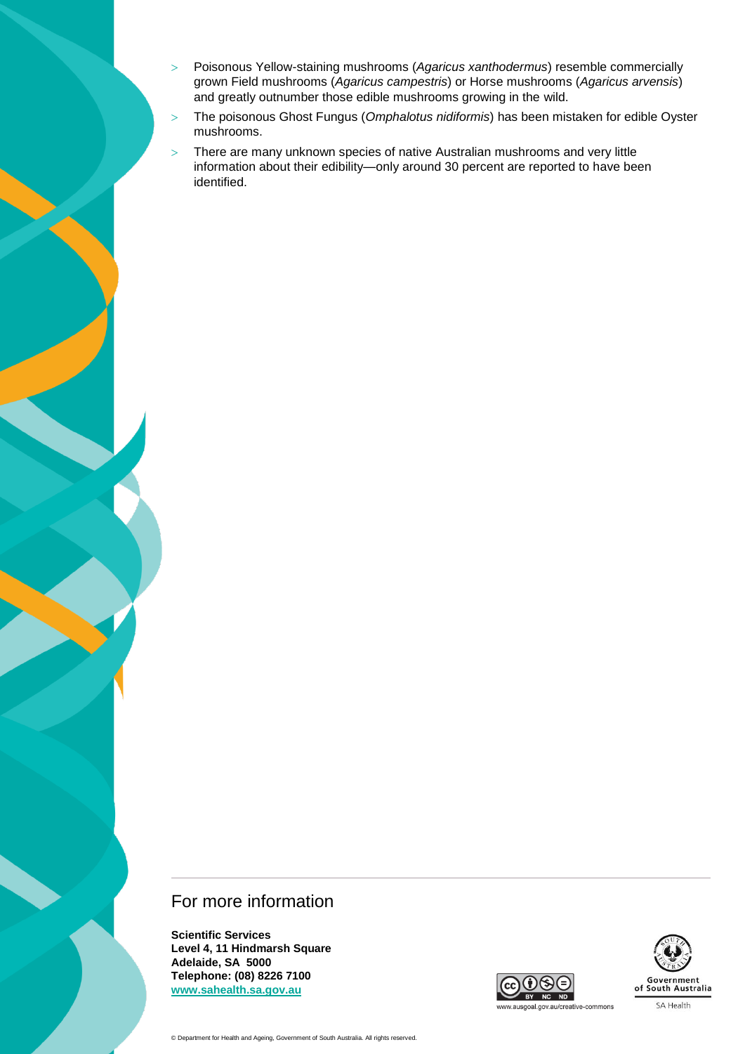- Poisonous Yellow-staining mushrooms (*Agaricus xanthodermus*) resemble commercially grown Field mushrooms (*Agaricus campestris*) or Horse mushrooms (*Agaricus arvensis*) and greatly outnumber those edible mushrooms growing in the wild.
- The poisonous Ghost Fungus (*Omphalotus nidiformis*) has been mistaken for edible Oyster mushrooms.
- There are many unknown species of native Australian mushrooms and very little information about their edibility—only around 30 percent are reported to have been identified.

## For more information

**Scientific Services**
**Level 4, 11 Hindmarsh Square**
**Adelaide, SA 5000**
**Telephone: (08) 8226 7100**
**[www.sahealth.sa.gov.au](http://www.sahealth.sa.gov.au)**

www.ausgoal.gov.au/creative-commons

Government of South Australia
SA Health

© Department for Health and Ageing, Government of South Australia. All rights reserved.